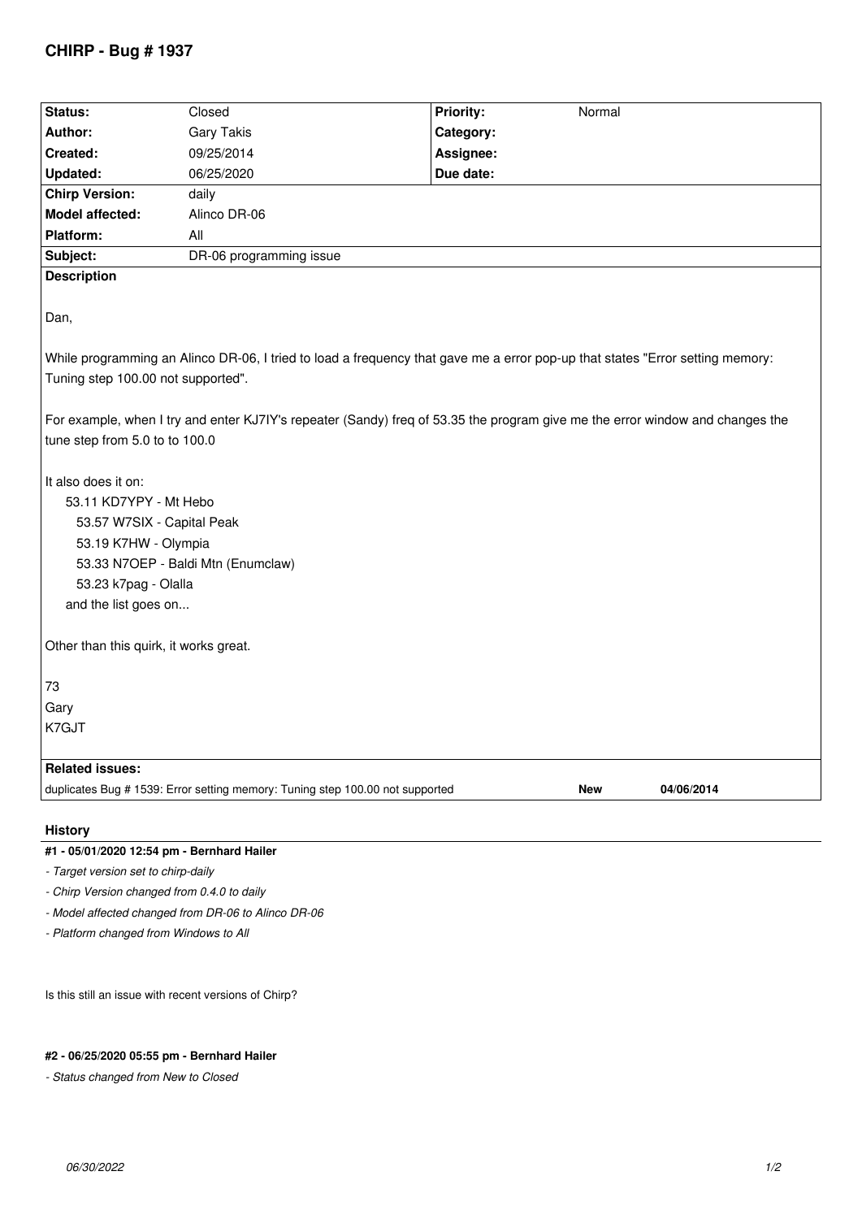# CHIRP - Bug # 1937

| Status: | Closed | Priority: | Normal |
|---|---|---|---|
| Author: | Gary Takis | Category: | |
| Created: | 09/25/2014 | Assignee: | |
| Updated: | 06/25/2020 | Due date: | |
| Chirp Version: | daily | | |
| Model affected: | Alinco DR-06 | | |
| Platform: | All | | |
| Subject: | DR-06 programming issue | | |

**Description**

Dan,

While programming an Alinco DR-06, I tried to load a frequency that gave me a error pop-up that states "Error setting memory: Tuning step 100.00 not supported".

For example, when I try and enter KJ7IY's repeater (Sandy) freq of 53.35 the program give me the error window and changes the tune step from 5.0 to to 100.0

It also does it on:
- 53.11 KD7YPY - Mt Hebo
- 53.57 W7SIX - Capital Peak
- 53.19 K7HW - Olympia
- 53.33 N7OEP - Baldi Mtn (Enumclaw)
- 53.23 k7pag - Olalla
- and the list goes on...

Other than this quirk, it works great.

73
Gary
K7GJT

**Related issues:**

duplicates Bug # 1539: Error setting memory: Tuning step 100.00 not supported — **New** — **04/06/2014**

## History

### #1 - 05/01/2020 12:54 pm - Bernhard Hailer

- *Target version set to chirp-daily*
- *Chirp Version changed from 0.4.0 to daily*
- *Model affected changed from DR-06 to Alinco DR-06*
- *Platform changed from Windows to All*

Is this still an issue with recent versions of Chirp?

### #2 - 06/25/2020 05:55 pm - Bernhard Hailer

- *Status changed from New to Closed*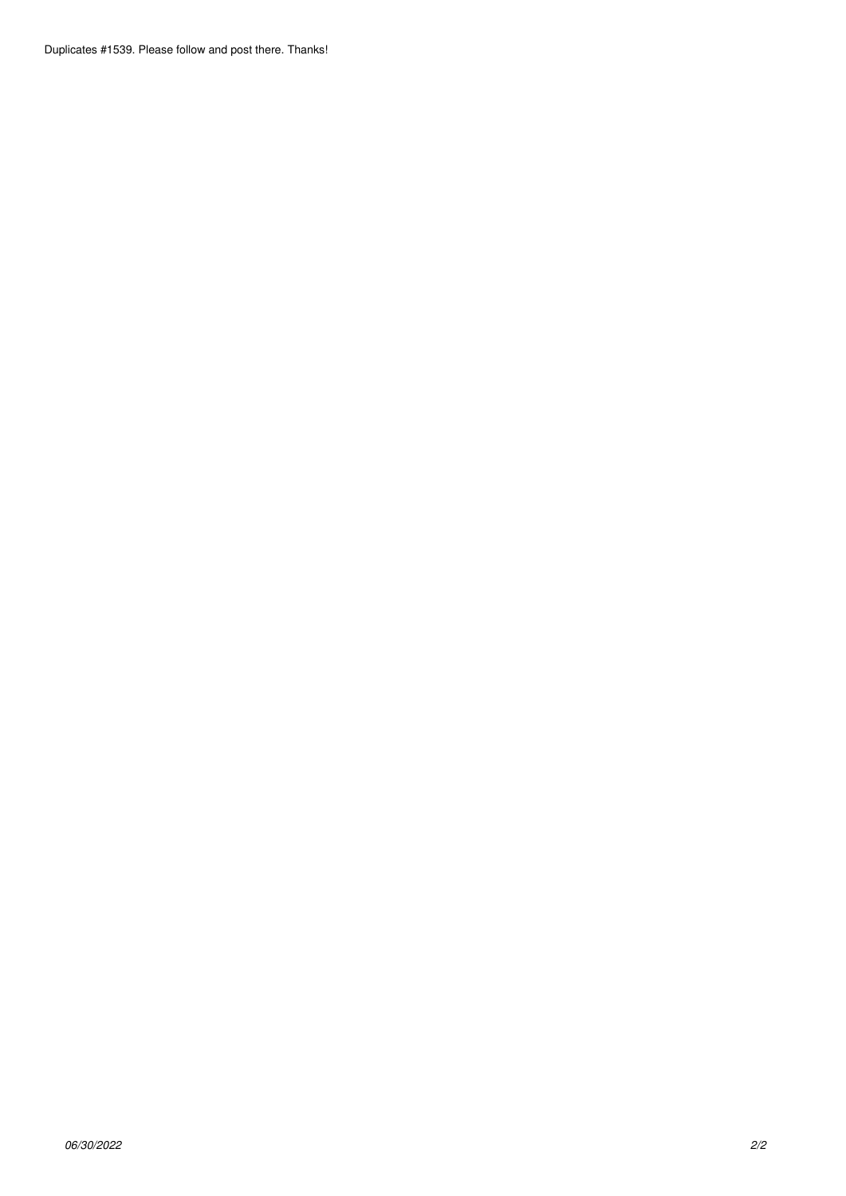Duplicates #1539. Please follow and post there. Thanks!